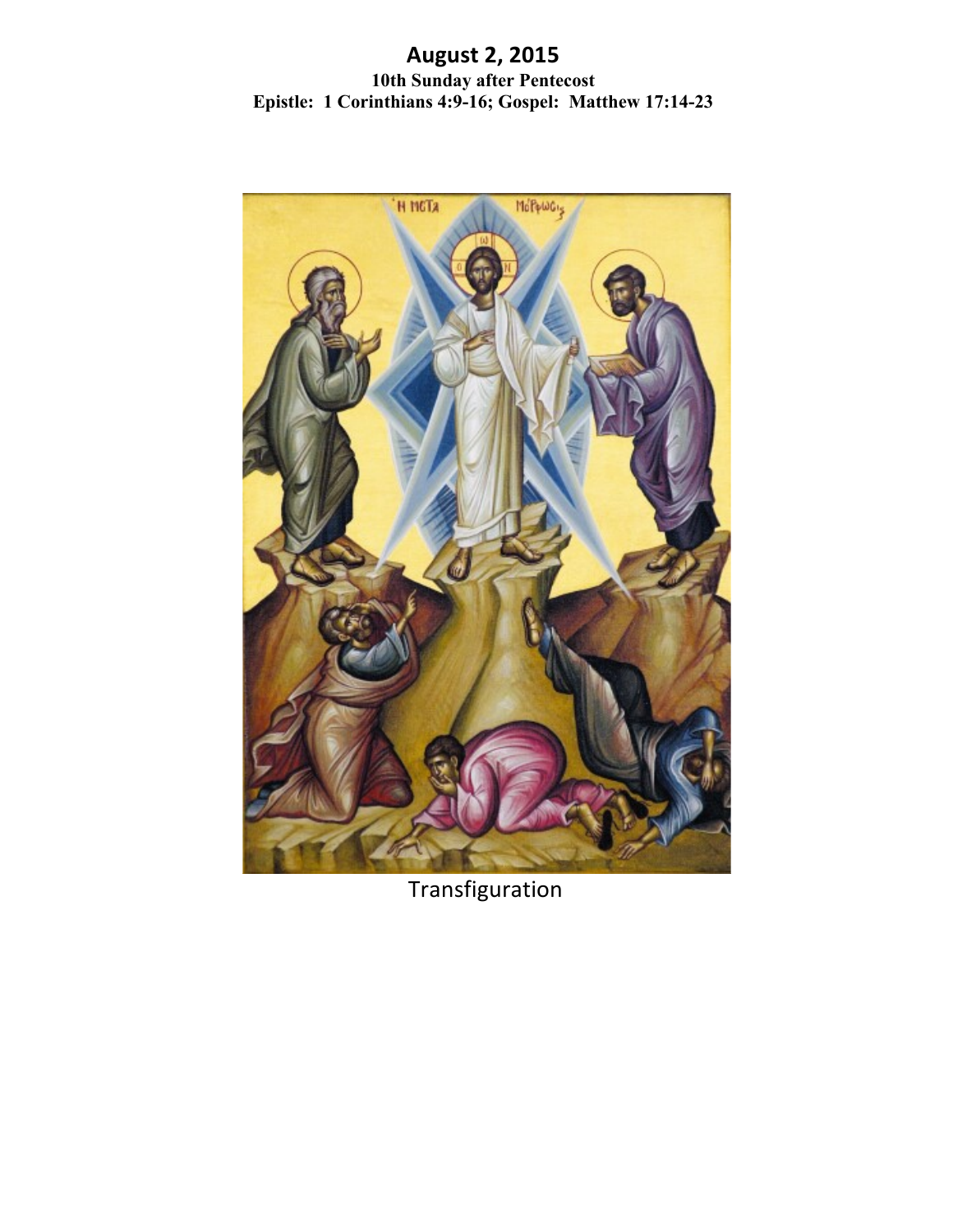# August 2, 2015

**10th Sunday after Pentecost**

**Epistle: 1 Corinthians 4:9-16; Gospel: Matthew 17:14-23**

Transfiguration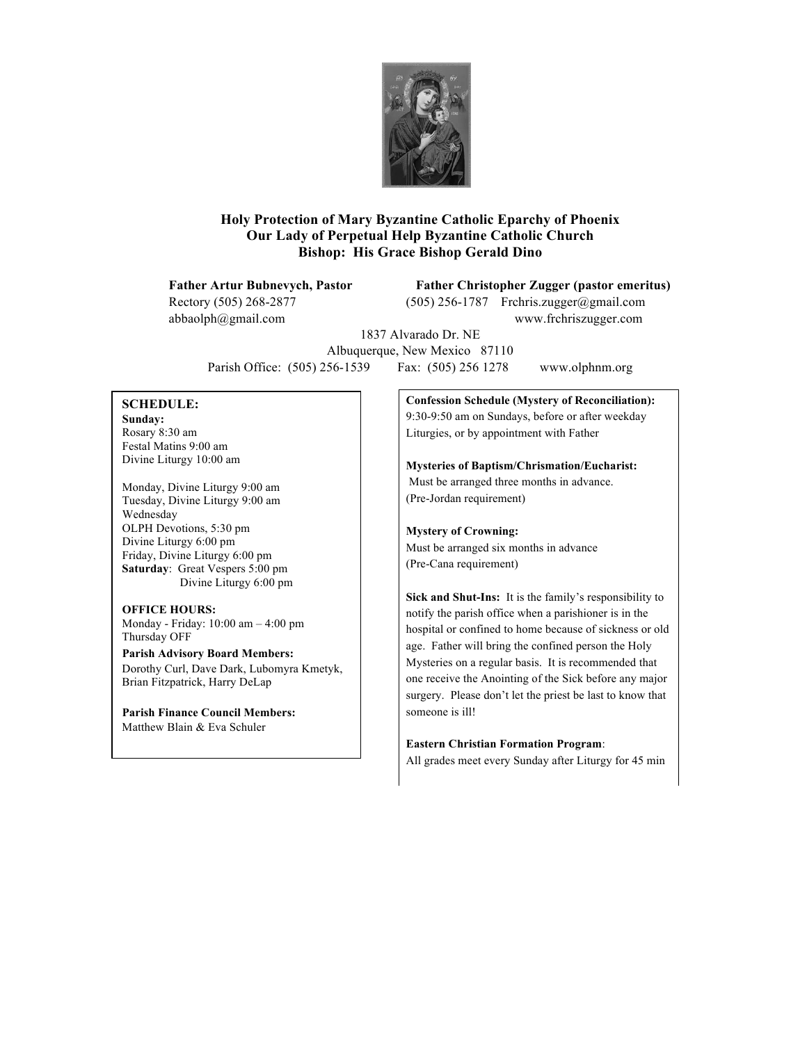**Holy Protection of Mary Byzantine Catholic Eparchy of Phoenix**
**Our Lady of Perpetual Help Byzantine Catholic Church**
**Bishop: His Grace Bishop Gerald Dino**

**Father Artur Bubnevych, Pastor**
Rectory (505) 268-2877
abbaolph@gmail.com

**Father Christopher Zugger (pastor emeritus)**
(505) 256-1787 Frchris.zugger@gmail.com
www.frchriszugger.com

1837 Alvarado Dr. NE
Albuquerque, New Mexico 87110
Parish Office: (505) 256-1539 Fax: (505) 256 1278 www.olphnm.org

**SCHEDULE:**

**Sunday:**
Rosary 8:30 am
Festal Matins 9:00 am
Divine Liturgy 10:00 am

Monday, Divine Liturgy 9:00 am
Tuesday, Divine Liturgy 9:00 am
Wednesday
OLPH Devotions, 5:30 pm
Divine Liturgy 6:00 pm
Friday, Divine Liturgy 6:00 pm
**Saturday**: Great Vespers 5:00 pm
Divine Liturgy 6:00 pm

**OFFICE HOURS:**
Monday - Friday: 10:00 am – 4:00 pm
Thursday OFF

**Parish Advisory Board Members:**
Dorothy Curl, Dave Dark, Lubomyra Kmetyk, Brian Fitzpatrick, Harry DeLap

**Parish Finance Council Members:**
Matthew Blain & Eva Schuler

**Confession Schedule (Mystery of Reconciliation):**
9:30-9:50 am on Sundays, before or after weekday Liturgies, or by appointment with Father

**Mysteries of Baptism/Chrismation/Eucharist:**
Must be arranged three months in advance.
(Pre-Jordan requirement)

**Mystery of Crowning:**
Must be arranged six months in advance
(Pre-Cana requirement)

**Sick and Shut-Ins:** It is the family's responsibility to notify the parish office when a parishioner is in the hospital or confined to home because of sickness or old age. Father will bring the confined person the Holy Mysteries on a regular basis. It is recommended that one receive the Anointing of the Sick before any major surgery. Please don't let the priest be last to know that someone is ill!

**Eastern Christian Formation Program**:
All grades meet every Sunday after Liturgy for 45 min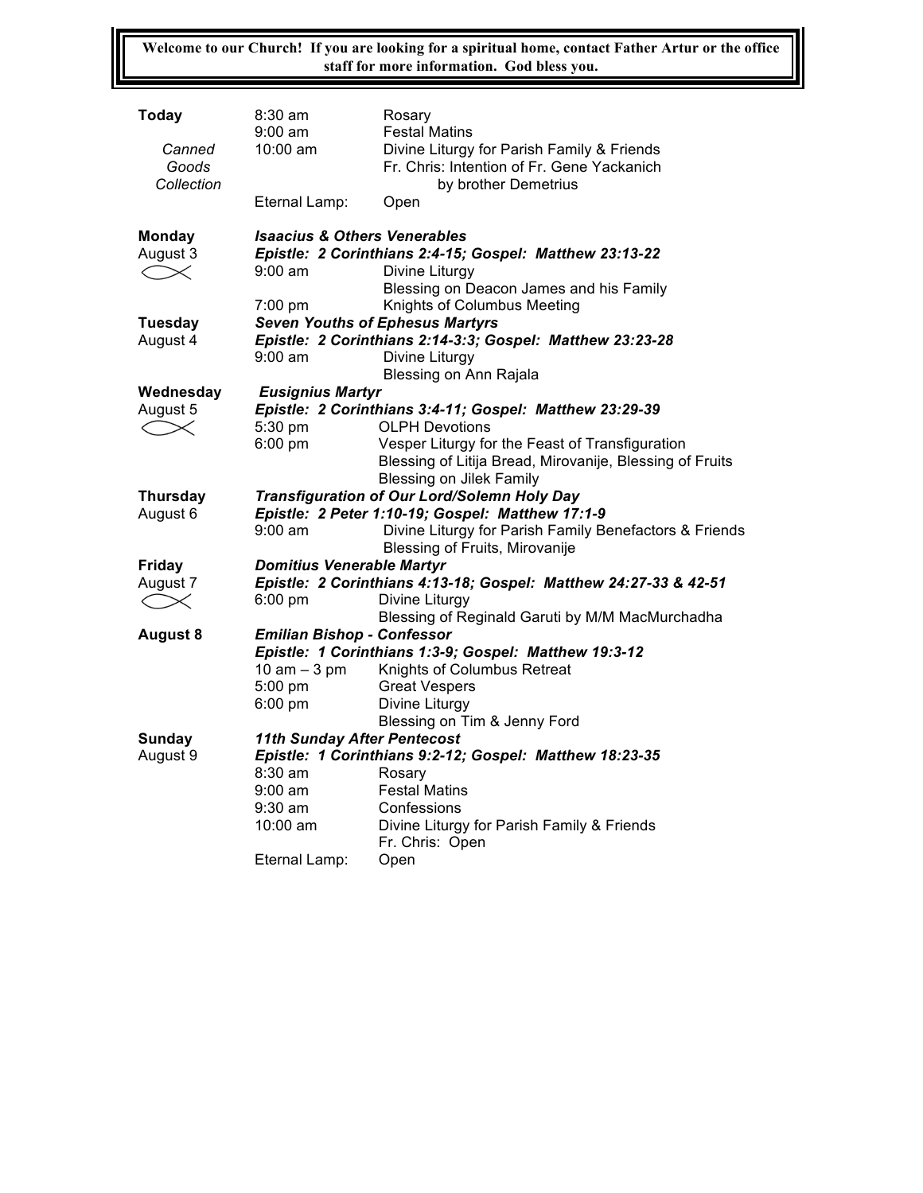**Welcome to our Church! If you are looking for a spiritual home, contact Father Artur or the office staff for more information. God bless you.**

| | | |
|---|---|---|
| **Today** | 8:30 am | Rosary |
| | 9:00 am | Festal Matins |
| *Canned Goods Collection* | 10:00 am | Divine Liturgy for Parish Family & Friends |
| | | Fr. Chris: Intention of Fr. Gene Yackanich by brother Demetrius |
| | Eternal Lamp: | Open |
| **Monday** | ***Isaacius & Others Venerables*** | |
| August 3 | ***Epistle: 2 Corinthians 2:4-15; Gospel: Matthew 23:13-22*** | |
| | 9:00 am | Divine Liturgy |
| | | Blessing on Deacon James and his Family |
| | 7:00 pm | Knights of Columbus Meeting |
| **Tuesday** | ***Seven Youths of Ephesus Martyrs*** | |
| August 4 | ***Epistle: 2 Corinthians 2:14-3:3; Gospel: Matthew 23:23-28*** | |
| | 9:00 am | Divine Liturgy |
| | | Blessing on Ann Rajala |
| **Wednesday** | ***Eusignius Martyr*** | |
| August 5 | ***Epistle: 2 Corinthians 3:4-11; Gospel: Matthew 23:29-39*** | |
| | 5:30 pm | OLPH Devotions |
| | 6:00 pm | Vesper Liturgy for the Feast of Transfiguration |
| | | Blessing of Litija Bread, Mirovanije, Blessing of Fruits |
| | | Blessing on Jilek Family |
| **Thursday** | ***Transfiguration of Our Lord/Solemn Holy Day*** | |
| August 6 | ***Epistle: 2 Peter 1:10-19; Gospel: Matthew 17:1-9*** | |
| | 9:00 am | Divine Liturgy for Parish Family Benefactors & Friends |
| | | Blessing of Fruits, Mirovanije |
| **Friday** | ***Domitius Venerable Martyr*** | |
| August 7 | ***Epistle: 2 Corinthians 4:13-18; Gospel: Matthew 24:27-33 & 42-51*** | |
| | 6:00 pm | Divine Liturgy |
| | | Blessing of Reginald Garuti by M/M MacMurchadha |
| **August 8** | ***Emilian Bishop - Confessor*** | |
| | ***Epistle: 1 Corinthians 1:3-9; Gospel: Matthew 19:3-12*** | |
| | 10 am – 3 pm | Knights of Columbus Retreat |
| | 5:00 pm | Great Vespers |
| | 6:00 pm | Divine Liturgy |
| | | Blessing on Tim & Jenny Ford |
| **Sunday** | ***11th Sunday After Pentecost*** | |
| August 9 | ***Epistle: 1 Corinthians 9:2-12; Gospel: Matthew 18:23-35*** | |
| | 8:30 am | Rosary |
| | 9:00 am | Festal Matins |
| | 9:30 am | Confessions |
| | 10:00 am | Divine Liturgy for Parish Family & Friends |
| | | Fr. Chris: Open |
| | Eternal Lamp: | Open |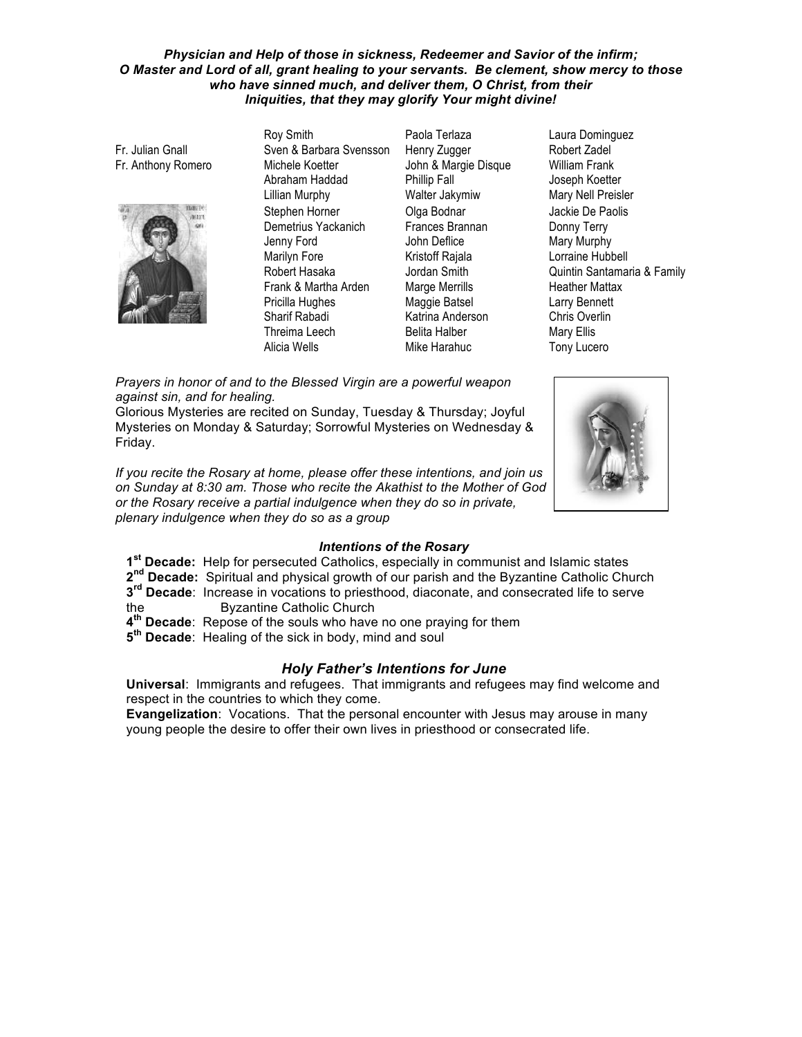***Physician and Help of those in sickness, Redeemer and Savior of the infirm; O Master and Lord of all, grant healing to your servants. Be clement, show mercy to those who have sinned much, and deliver them, O Christ, from their Iniquities, that they may glorify Your might divine!***

| | | | |
|---|---|---|---|
| | Roy Smith | Paola Terlaza | Laura Dominguez |
| Fr. Julian Gnall | Sven & Barbara Svensson | Henry Zugger | Robert Zadel |
| Fr. Anthony Romero | Michele Koetter | John & Margie Disque | William Frank |
| | Abraham Haddad | Phillip Fall | Joseph Koetter |
| | Lillian Murphy | Walter Jakymiw | Mary Nell Preisler |
| | Stephen Horner | Olga Bodnar | Jackie De Paolis |
| | Demetrius Yackanich | Frances Brannan | Donny Terry |
| | Jenny Ford | John Deflice | Mary Murphy |
| | Marilyn Fore | Kristoff Rajala | Lorraine Hubbell |
| | Robert Hasaka | Jordan Smith | Quintin Santamaria & Family |
| | Frank & Martha Arden | Marge Merrills | Heather Mattax |
| | Pricilla Hughes | Maggie Batsel | Larry Bennett |
| | Sharif Rabadi | Katrina Anderson | Chris Overlin |
| | Threima Leech | Belita Halber | Mary Ellis |
| | Alicia Wells | Mike Harahuc | Tony Lucero |

*Prayers in honor of and to the Blessed Virgin are a powerful weapon against sin, and for healing.*
Glorious Mysteries are recited on Sunday, Tuesday & Thursday; Joyful Mysteries on Monday & Saturday; Sorrowful Mysteries on Wednesday & Friday.

*If you recite the Rosary at home, please offer these intentions, and join us on Sunday at 8:30 am. Those who recite the Akathist to the Mother of God or the Rosary receive a partial indulgence when they do so in private, plenary indulgence when they do so as a group*

### *Intentions of the Rosary*

**1st Decade:** Help for persecuted Catholics, especially in communist and Islamic states
**2nd Decade:** Spiritual and physical growth of our parish and the Byzantine Catholic Church
**3rd Decade**: Increase in vocations to priesthood, diaconate, and consecrated life to serve the Byzantine Catholic Church
**4th Decade**: Repose of the souls who have no one praying for them
**5th Decade**: Healing of the sick in body, mind and soul

## *Holy Father's Intentions for June*

**Universal**: Immigrants and refugees. That immigrants and refugees may find welcome and respect in the countries to which they come.
**Evangelization**: Vocations. That the personal encounter with Jesus may arouse in many young people the desire to offer their own lives in priesthood or consecrated life.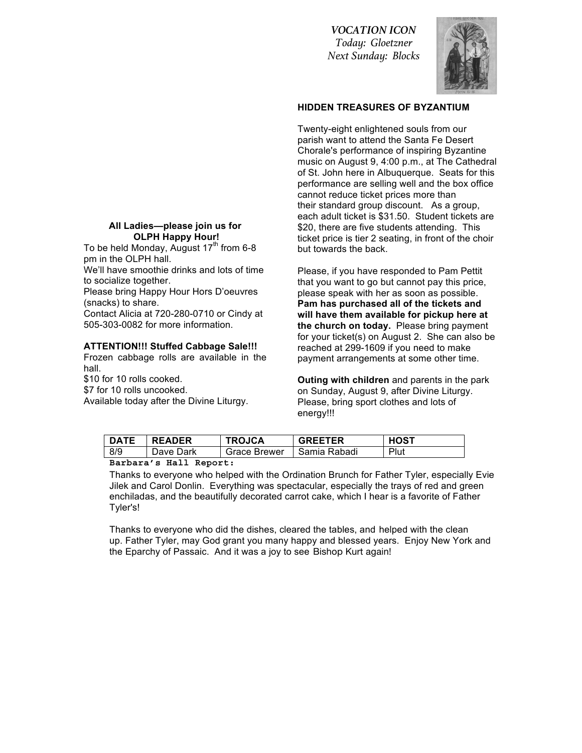*VOCATION ICON*
*Today: Gloetzner*
*Next Sunday: Blocks*

**HIDDEN TREASURES OF BYZANTIUM**

Twenty-eight enlightened souls from our parish want to attend the Santa Fe Desert Chorale's performance of inspiring Byzantine music on August 9, 4:00 p.m., at The Cathedral of St. John here in Albuquerque. Seats for this performance are selling well and the box office cannot reduce ticket prices more than their standard group discount. As a group, each adult ticket is $31.50. Student tickets are $20, there are five students attending. This ticket price is tier 2 seating, in front of the choir but towards the back.

Please, if you have responded to Pam Pettit that you want to go but cannot pay this price, please speak with her as soon as possible. **Pam has purchased all of the tickets and will have them available for pickup here at the church on today.** Please bring payment for your ticket(s) on August 2. She can also be reached at 299-1609 if you need to make payment arrangements at some other time.

**Outing with children** and parents in the park on Sunday, August 9, after Divine Liturgy. Please, bring sport clothes and lots of energy!!!

**All Ladies—please join us for OLPH Happy Hour!**

To be held Monday, August 17th from 6-8 pm in the OLPH hall.
We'll have smoothie drinks and lots of time to socialize together.
Please bring Happy Hour Hors D'oeuvres (snacks) to share.
Contact Alicia at 720-280-0710 or Cindy at 505-303-0082 for more information.

**ATTENTION!!! Stuffed Cabbage Sale!!!**

Frozen cabbage rolls are available in the hall.
$10 for 10 rolls cooked.
$7 for 10 rolls uncooked.
Available today after the Divine Liturgy.

| DATE | READER | TROJCA | GREETER | HOST |
|---|---|---|---|---|
| 8/9 | Dave Dark | Grace Brewer | Samia Rabadi | Plut |

**Barbara's Hall Report:**

Thanks to everyone who helped with the Ordination Brunch for Father Tyler, especially Evie Jilek and Carol Donlin. Everything was spectacular, especially the trays of red and green enchiladas, and the beautifully decorated carrot cake, which I hear is a favorite of Father Tyler's!

Thanks to everyone who did the dishes, cleared the tables, and helped with the clean up. Father Tyler, may God grant you many happy and blessed years. Enjoy New York and the Eparchy of Passaic. And it was a joy to see Bishop Kurt again!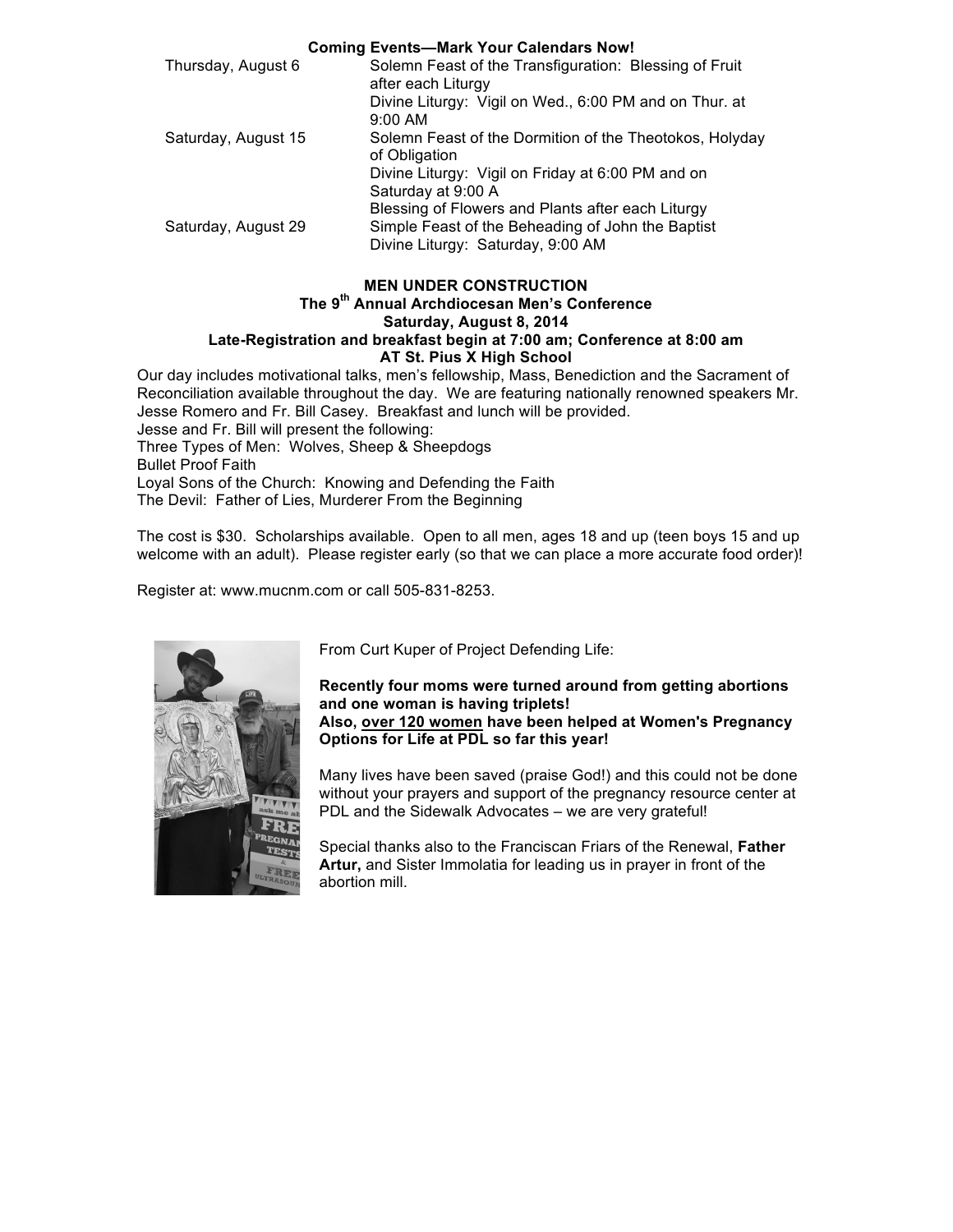**Coming Events—Mark Your Calendars Now!**

| | |
|---|---|
| Thursday, August 6 | Solemn Feast of the Transfiguration: Blessing of Fruit after each Liturgy<br>Divine Liturgy: Vigil on Wed., 6:00 PM and on Thur. at 9:00 AM |
| Saturday, August 15 | Solemn Feast of the Dormition of the Theotokos, Holyday of Obligation<br>Divine Liturgy: Vigil on Friday at 6:00 PM and on Saturday at 9:00 A<br>Blessing of Flowers and Plants after each Liturgy |
| Saturday, August 29 | Simple Feast of the Beheading of John the Baptist<br>Divine Liturgy: Saturday, 9:00 AM |

**MEN UNDER CONSTRUCTION**
**The 9th Annual Archdiocesan Men's Conference**
**Saturday, August 8, 2014**
**Late-Registration and breakfast begin at 7:00 am; Conference at 8:00 am**
**AT St. Pius X High School**

Our day includes motivational talks, men's fellowship, Mass, Benediction and the Sacrament of Reconciliation available throughout the day. We are featuring nationally renowned speakers Mr. Jesse Romero and Fr. Bill Casey. Breakfast and lunch will be provided.
Jesse and Fr. Bill will present the following:
Three Types of Men: Wolves, Sheep & Sheepdogs
Bullet Proof Faith
Loyal Sons of the Church: Knowing and Defending the Faith
The Devil: Father of Lies, Murderer From the Beginning

The cost is $30. Scholarships available. Open to all men, ages 18 and up (teen boys 15 and up welcome with an adult). Please register early (so that we can place a more accurate food order)!

Register at: www.mucnm.com or call 505-831-8253.

From Curt Kuper of Project Defending Life:

**Recently four moms were turned around from getting abortions and one woman is having triplets!**
**Also, <u>over 120 women</u> have been helped at Women's Pregnancy Options for Life at PDL so far this year!**

Many lives have been saved (praise God!) and this could not be done without your prayers and support of the pregnancy resource center at PDL and the Sidewalk Advocates – we are very grateful!

Special thanks also to the Franciscan Friars of the Renewal, **Father Artur,** and Sister Immolatia for leading us in prayer in front of the abortion mill.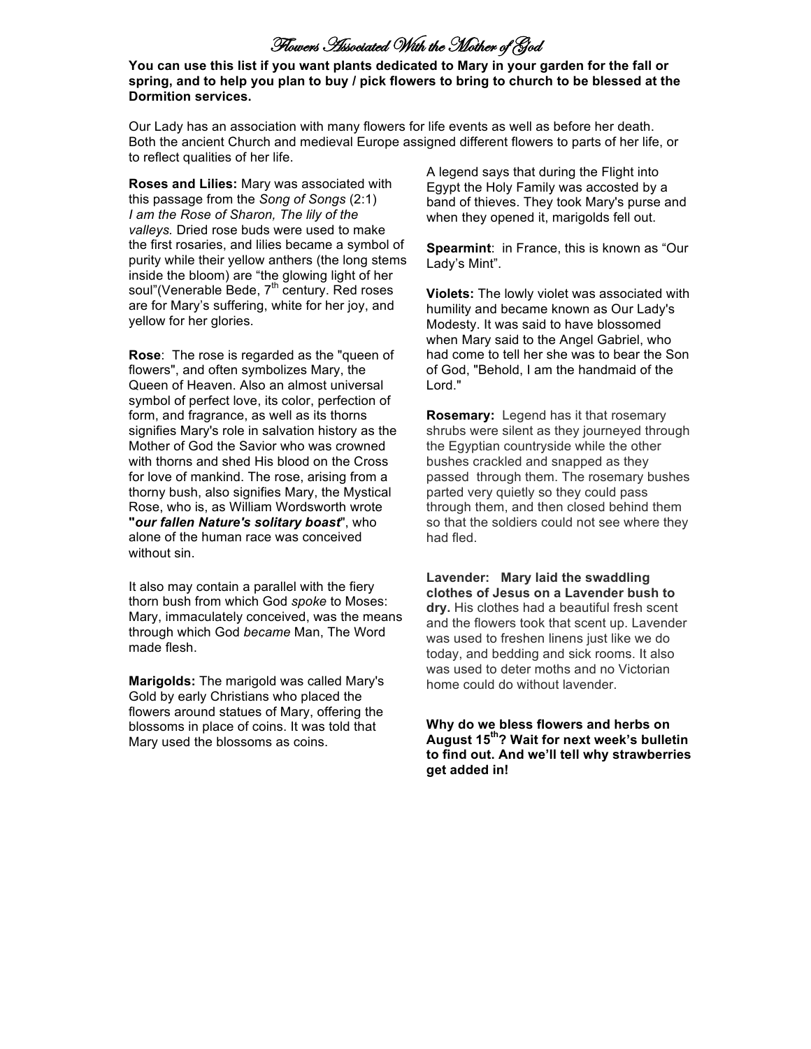# Flowers Associated With the Mother of God

**You can use this list if you want plants dedicated to Mary in your garden for the fall or spring, and to help you plan to buy / pick flowers to bring to church to be blessed at the Dormition services.**

Our Lady has an association with many flowers for life events as well as before her death. Both the ancient Church and medieval Europe assigned different flowers to parts of her life, or to reflect qualities of her life.

**Roses and Lilies:** Mary was associated with this passage from the *Song of Songs* (2:1) *I am the Rose of Sharon, The lily of the valleys.* Dried rose buds were used to make the first rosaries, and lilies became a symbol of purity while their yellow anthers (the long stems inside the bloom) are "the glowing light of her soul"(Venerable Bede, 7th century. Red roses are for Mary's suffering, white for her joy, and yellow for her glories.

**Rose**: The rose is regarded as the "queen of flowers", and often symbolizes Mary, the Queen of Heaven. Also an almost universal symbol of perfect love, its color, perfection of form, and fragrance, as well as its thorns signifies Mary's role in salvation history as the Mother of God the Savior who was crowned with thorns and shed His blood on the Cross for love of mankind. The rose, arising from a thorny bush, also signifies Mary, the Mystical Rose, who is, as William Wordsworth wrote **"*our fallen Nature's solitary boast*"**, who alone of the human race was conceived without sin.

It also may contain a parallel with the fiery thorn bush from which God *spoke* to Moses: Mary, immaculately conceived, was the means through which God *became* Man, The Word made flesh.

**Marigolds:** The marigold was called Mary's Gold by early Christians who placed the flowers around statues of Mary, offering the blossoms in place of coins. It was told that Mary used the blossoms as coins.

A legend says that during the Flight into Egypt the Holy Family was accosted by a band of thieves. They took Mary's purse and when they opened it, marigolds fell out.

**Spearmint**: in France, this is known as "Our Lady's Mint".

**Violets:** The lowly violet was associated with humility and became known as Our Lady's Modesty. It was said to have blossomed when Mary said to the Angel Gabriel, who had come to tell her she was to bear the Son of God, "Behold, I am the handmaid of the Lord."

**Rosemary:** Legend has it that rosemary shrubs were silent as they journeyed through the Egyptian countryside while the other bushes crackled and snapped as they passed through them. The rosemary bushes parted very quietly so they could pass through them, and then closed behind them so that the soldiers could not see where they had fled.

**Lavender: Mary laid the swaddling clothes of Jesus on a Lavender bush to dry.** His clothes had a beautiful fresh scent and the flowers took that scent up. Lavender was used to freshen linens just like we do today, and bedding and sick rooms. It also was used to deter moths and no Victorian home could do without lavender.

**Why do we bless flowers and herbs on August 15th? Wait for next week's bulletin to find out. And we'll tell why strawberries get added in!**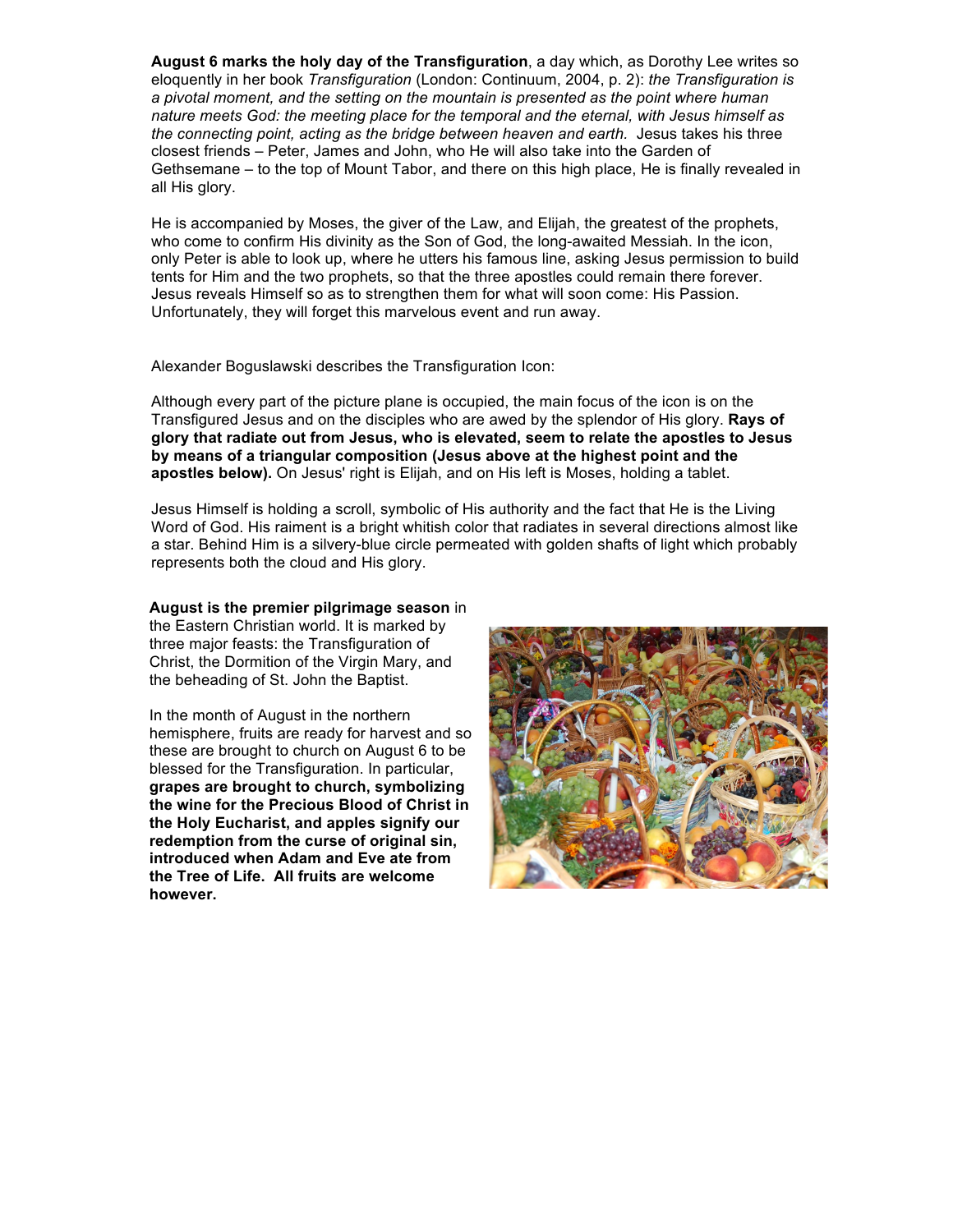**August 6 marks the holy day of the Transfiguration**, a day which, as Dorothy Lee writes so eloquently in her book *Transfiguration* (London: Continuum, 2004, p. 2): *the Transfiguration is a pivotal moment, and the setting on the mountain is presented as the point where human nature meets God: the meeting place for the temporal and the eternal, with Jesus himself as the connecting point, acting as the bridge between heaven and earth.* Jesus takes his three closest friends – Peter, James and John, who He will also take into the Garden of Gethsemane – to the top of Mount Tabor, and there on this high place, He is finally revealed in all His glory.

He is accompanied by Moses, the giver of the Law, and Elijah, the greatest of the prophets, who come to confirm His divinity as the Son of God, the long-awaited Messiah. In the icon, only Peter is able to look up, where he utters his famous line, asking Jesus permission to build tents for Him and the two prophets, so that the three apostles could remain there forever. Jesus reveals Himself so as to strengthen them for what will soon come: His Passion. Unfortunately, they will forget this marvelous event and run away.

Alexander Boguslawski describes the Transfiguration Icon:

Although every part of the picture plane is occupied, the main focus of the icon is on the Transfigured Jesus and on the disciples who are awed by the splendor of His glory. **Rays of glory that radiate out from Jesus, who is elevated, seem to relate the apostles to Jesus by means of a triangular composition (Jesus above at the highest point and the apostles below).** On Jesus' right is Elijah, and on His left is Moses, holding a tablet.

Jesus Himself is holding a scroll, symbolic of His authority and the fact that He is the Living Word of God. His raiment is a bright whitish color that radiates in several directions almost like a star. Behind Him is a silvery-blue circle permeated with golden shafts of light which probably represents both the cloud and His glory.

**August is the premier pilgrimage season** in the Eastern Christian world. It is marked by three major feasts: the Transfiguration of Christ, the Dormition of the Virgin Mary, and the beheading of St. John the Baptist.

In the month of August in the northern hemisphere, fruits are ready for harvest and so these are brought to church on August 6 to be blessed for the Transfiguration. In particular, **grapes are brought to church, symbolizing the wine for the Precious Blood of Christ in the Holy Eucharist, and apples signify our redemption from the curse of original sin, introduced when Adam and Eve ate from the Tree of Life. All fruits are welcome however.**